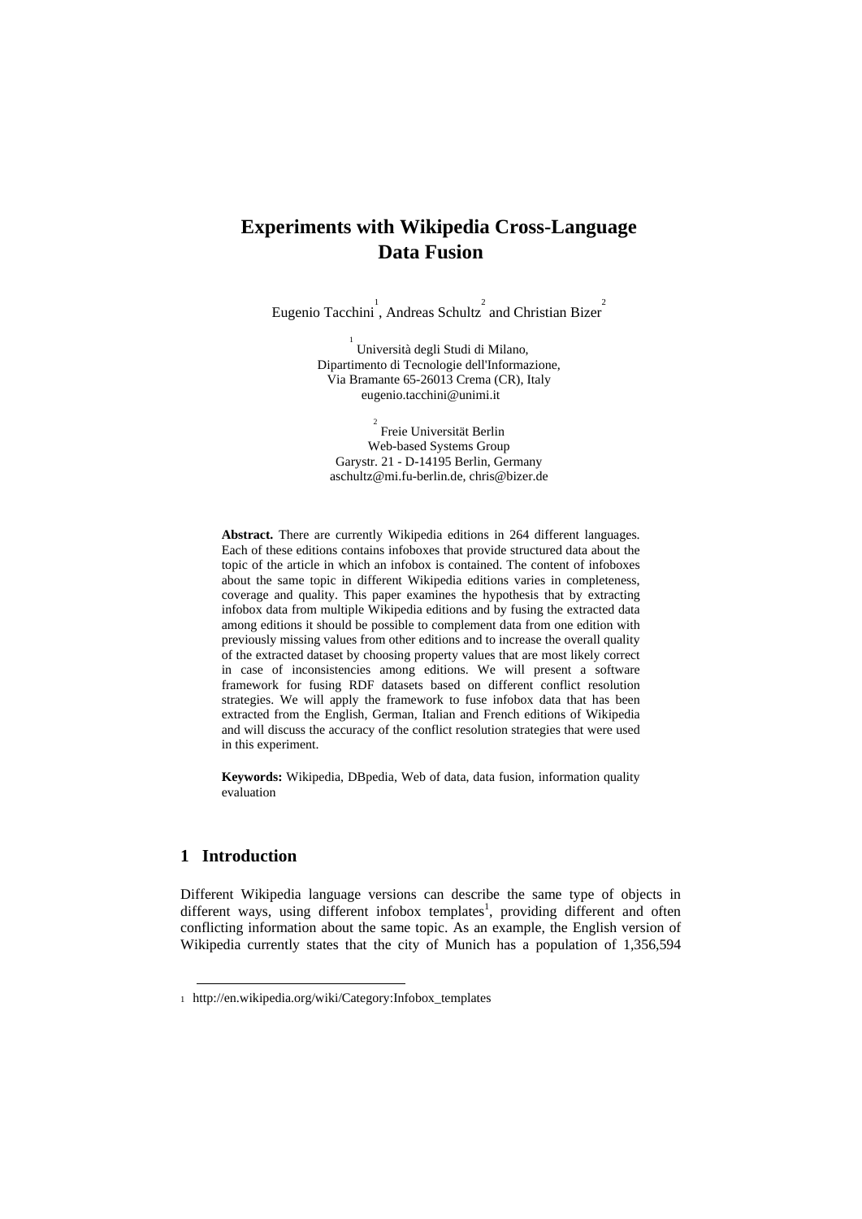# Experiments with Wikipedia Cross-Language Data Fusion

Eugenio Tacchini[1], Andreas Schultz[2] and Christian Bizer[2]

[1] Università degli Studi di Milano,
Dipartimento di Tecnologie dell'Informazione,
Via Bramante 65-26013 Crema (CR), Italy
eugenio.tacchini@unimi.it

[2] Freie Universität Berlin
Web-based Systems Group
Garystr. 21 - D-14195 Berlin, Germany
aschultz@mi.fu-berlin.de, chris@bizer.de

**Abstract.** There are currently Wikipedia editions in 264 different languages. Each of these editions contains infoboxes that provide structured data about the topic of the article in which an infobox is contained. The content of infoboxes about the same topic in different Wikipedia editions varies in completeness, coverage and quality. This paper examines the hypothesis that by extracting infobox data from multiple Wikipedia editions and by fusing the extracted data among editions it should be possible to complement data from one edition with previously missing values from other editions and to increase the overall quality of the extracted dataset by choosing property values that are most likely correct in case of inconsistencies among editions. We will present a software framework for fusing RDF datasets based on different conflict resolution strategies. We will apply the framework to fuse infobox data that has been extracted from the English, German, Italian and French editions of Wikipedia and will discuss the accuracy of the conflict resolution strategies that were used in this experiment.

**Keywords:** Wikipedia, DBpedia, Web of data, data fusion, information quality evaluation

## 1 Introduction

Different Wikipedia language versions can describe the same type of objects in different ways, using different infobox templates[1], providing different and often conflicting information about the same topic. As an example, the English version of Wikipedia currently states that the city of Munich has a population of 1,356,594

[1] http://en.wikipedia.org/wiki/Category:Infobox_templates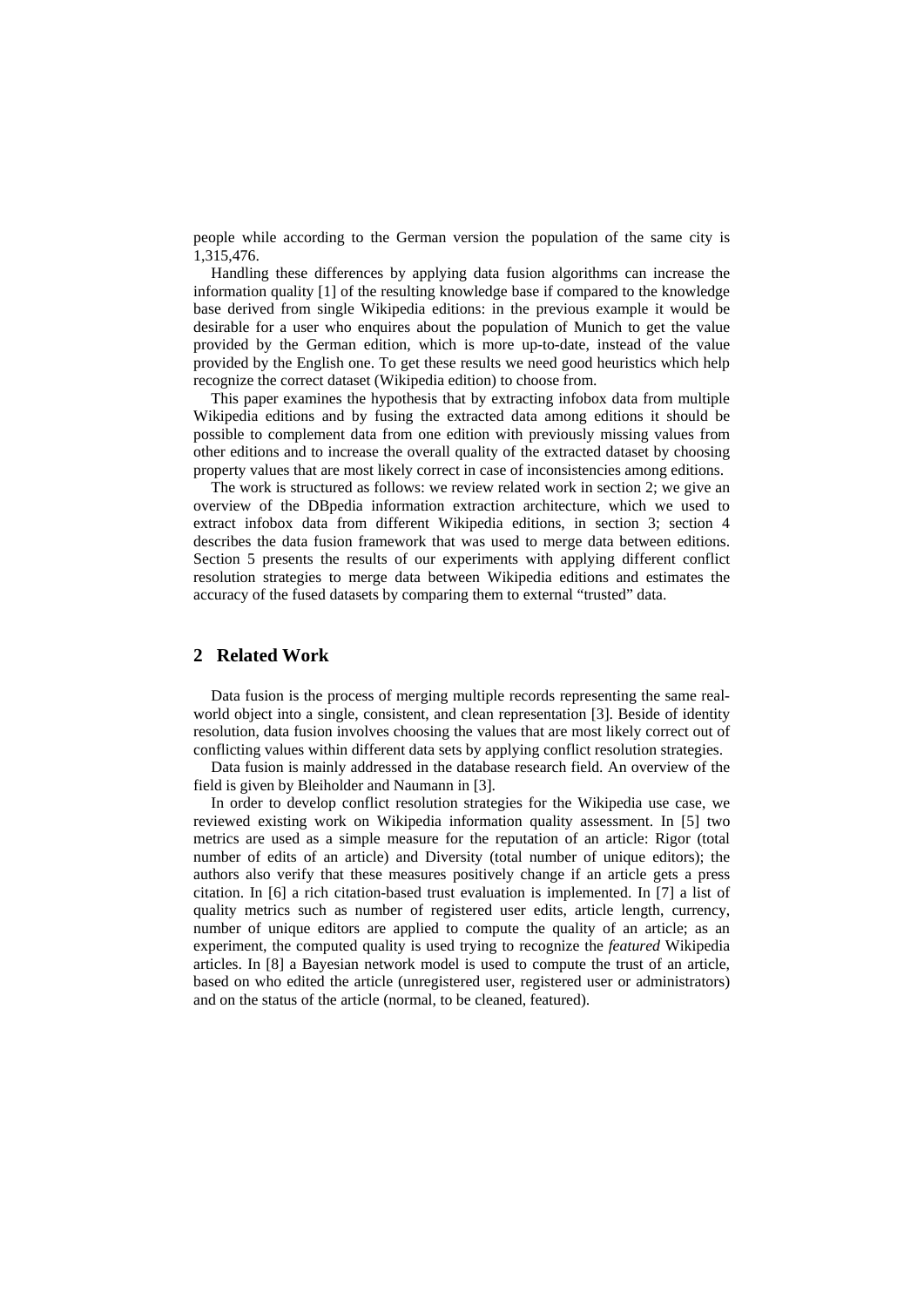people while according to the German version the population of the same city is 1,315,476.

Handling these differences by applying data fusion algorithms can increase the information quality [1] of the resulting knowledge base if compared to the knowledge base derived from single Wikipedia editions: in the previous example it would be desirable for a user who enquires about the population of Munich to get the value provided by the German edition, which is more up-to-date, instead of the value provided by the English one. To get these results we need good heuristics which help recognize the correct dataset (Wikipedia edition) to choose from.

This paper examines the hypothesis that by extracting infobox data from multiple Wikipedia editions and by fusing the extracted data among editions it should be possible to complement data from one edition with previously missing values from other editions and to increase the overall quality of the extracted dataset by choosing property values that are most likely correct in case of inconsistencies among editions.

The work is structured as follows: we review related work in section 2; we give an overview of the DBpedia information extraction architecture, which we used to extract infobox data from different Wikipedia editions, in section 3; section 4 describes the data fusion framework that was used to merge data between editions. Section 5 presents the results of our experiments with applying different conflict resolution strategies to merge data between Wikipedia editions and estimates the accuracy of the fused datasets by comparing them to external "trusted" data.

## 2 Related Work

Data fusion is the process of merging multiple records representing the same real-world object into a single, consistent, and clean representation [3]. Beside of identity resolution, data fusion involves choosing the values that are most likely correct out of conflicting values within different data sets by applying conflict resolution strategies.

Data fusion is mainly addressed in the database research field. An overview of the field is given by Bleiholder and Naumann in [3].

In order to develop conflict resolution strategies for the Wikipedia use case, we reviewed existing work on Wikipedia information quality assessment. In [5] two metrics are used as a simple measure for the reputation of an article: Rigor (total number of edits of an article) and Diversity (total number of unique editors); the authors also verify that these measures positively change if an article gets a press citation. In [6] a rich citation-based trust evaluation is implemented. In [7] a list of quality metrics such as number of registered user edits, article length, currency, number of unique editors are applied to compute the quality of an article; as an experiment, the computed quality is used trying to recognize the *featured* Wikipedia articles. In [8] a Bayesian network model is used to compute the trust of an article, based on who edited the article (unregistered user, registered user or administrators) and on the status of the article (normal, to be cleaned, featured).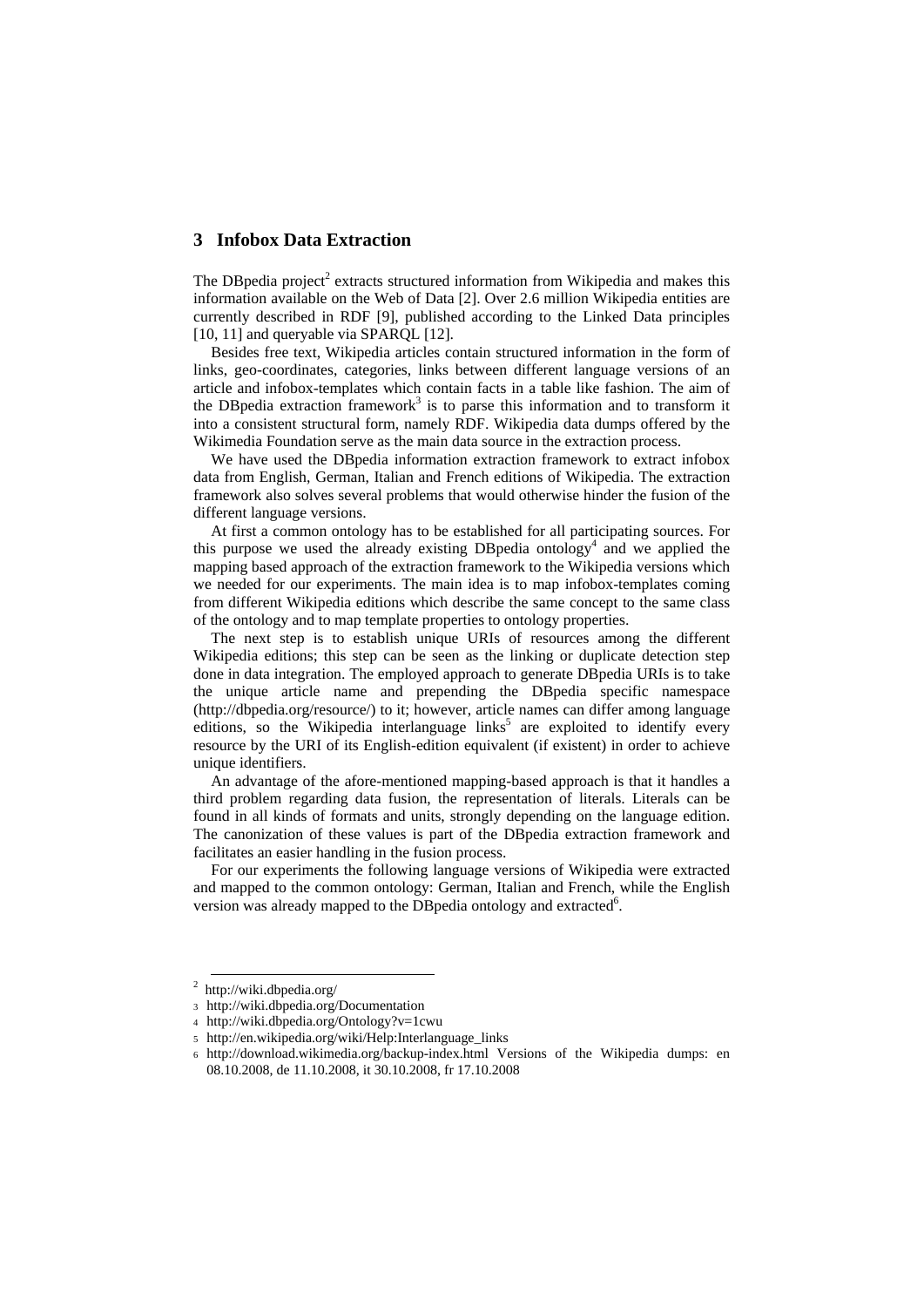## 3 Infobox Data Extraction

The DBpedia project[2] extracts structured information from Wikipedia and makes this information available on the Web of Data [2]. Over 2.6 million Wikipedia entities are currently described in RDF [9], published according to the Linked Data principles [10, 11] and queryable via SPARQL [12].

Besides free text, Wikipedia articles contain structured information in the form of links, geo-coordinates, categories, links between different language versions of an article and infobox-templates which contain facts in a table like fashion. The aim of the DBpedia extraction framework[3] is to parse this information and to transform it into a consistent structural form, namely RDF. Wikipedia data dumps offered by the Wikimedia Foundation serve as the main data source in the extraction process.

We have used the DBpedia information extraction framework to extract infobox data from English, German, Italian and French editions of Wikipedia. The extraction framework also solves several problems that would otherwise hinder the fusion of the different language versions.

At first a common ontology has to be established for all participating sources. For this purpose we used the already existing DBpedia ontology[4] and we applied the mapping based approach of the extraction framework to the Wikipedia versions which we needed for our experiments. The main idea is to map infobox-templates coming from different Wikipedia editions which describe the same concept to the same class of the ontology and to map template properties to ontology properties.

The next step is to establish unique URIs of resources among the different Wikipedia editions; this step can be seen as the linking or duplicate detection step done in data integration. The employed approach to generate DBpedia URIs is to take the unique article name and prepending the DBpedia specific namespace (http://dbpedia.org/resource/) to it; however, article names can differ among language editions, so the Wikipedia interlanguage links[5] are exploited to identify every resource by the URI of its English-edition equivalent (if existent) in order to achieve unique identifiers.

An advantage of the afore-mentioned mapping-based approach is that it handles a third problem regarding data fusion, the representation of literals. Literals can be found in all kinds of formats and units, strongly depending on the language edition. The canonization of these values is part of the DBpedia extraction framework and facilitates an easier handling in the fusion process.

For our experiments the following language versions of Wikipedia were extracted and mapped to the common ontology: German, Italian and French, while the English version was already mapped to the DBpedia ontology and extracted[6].

---

[2] http://wiki.dbpedia.org/

[3] http://wiki.dbpedia.org/Documentation

[4] http://wiki.dbpedia.org/Ontology?v=1cwu

[5] http://en.wikipedia.org/wiki/Help:Interlanguage_links

[6] http://download.wikimedia.org/backup-index.html Versions of the Wikipedia dumps: en 08.10.2008, de 11.10.2008, it 30.10.2008, fr 17.10.2008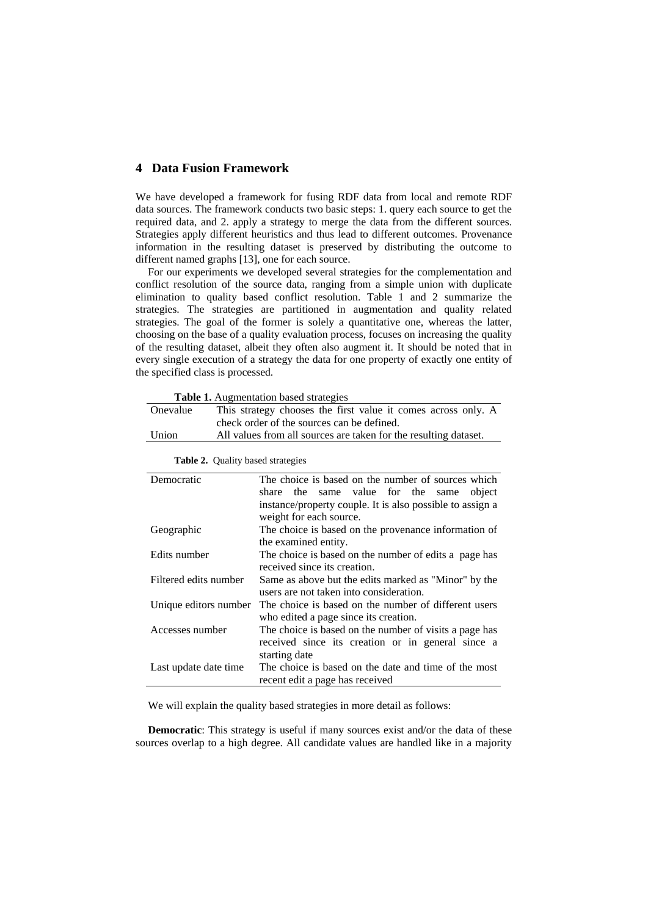## 4 Data Fusion Framework

We have developed a framework for fusing RDF data from local and remote RDF data sources. The framework conducts two basic steps: 1. query each source to get the required data, and 2. apply a strategy to merge the data from the different sources. Strategies apply different heuristics and thus lead to different outcomes. Provenance information in the resulting dataset is preserved by distributing the outcome to different named graphs [13], one for each source.

For our experiments we developed several strategies for the complementation and conflict resolution of the source data, ranging from a simple union with duplicate elimination to quality based conflict resolution. Table 1 and 2 summarize the strategies. The strategies are partitioned in augmentation and quality related strategies. The goal of the former is solely a quantitative one, whereas the latter, choosing on the base of a quality evaluation process, focuses on increasing the quality of the resulting dataset, albeit they often also augment it. It should be noted that in every single execution of a strategy the data for one property of exactly one entity of the specified class is processed.

**Table 1.** Augmentation based strategies

| | |
|---|---|
| Onevalue | This strategy chooses the first value it comes across only. A check order of the sources can be defined. |
| Union | All values from all sources are taken for the resulting dataset. |

**Table 2.** Quality based strategies

| | |
|---|---|
| Democratic | The choice is based on the number of sources which share the same value for the same object instance/property couple. It is also possible to assign a weight for each source. |
| Geographic | The choice is based on the provenance information of the examined entity. |
| Edits number | The choice is based on the number of edits a page has received since its creation. |
| Filtered edits number | Same as above but the edits marked as "Minor" by the users are not taken into consideration. |
| Unique editors number | The choice is based on the number of different users who edited a page since its creation. |
| Accesses number | The choice is based on the number of visits a page has received since its creation or in general since a starting date |
| Last update date time | The choice is based on the date and time of the most recent edit a page has received |

We will explain the quality based strategies in more detail as follows:

**Democratic**: This strategy is useful if many sources exist and/or the data of these sources overlap to a high degree. All candidate values are handled like in a majority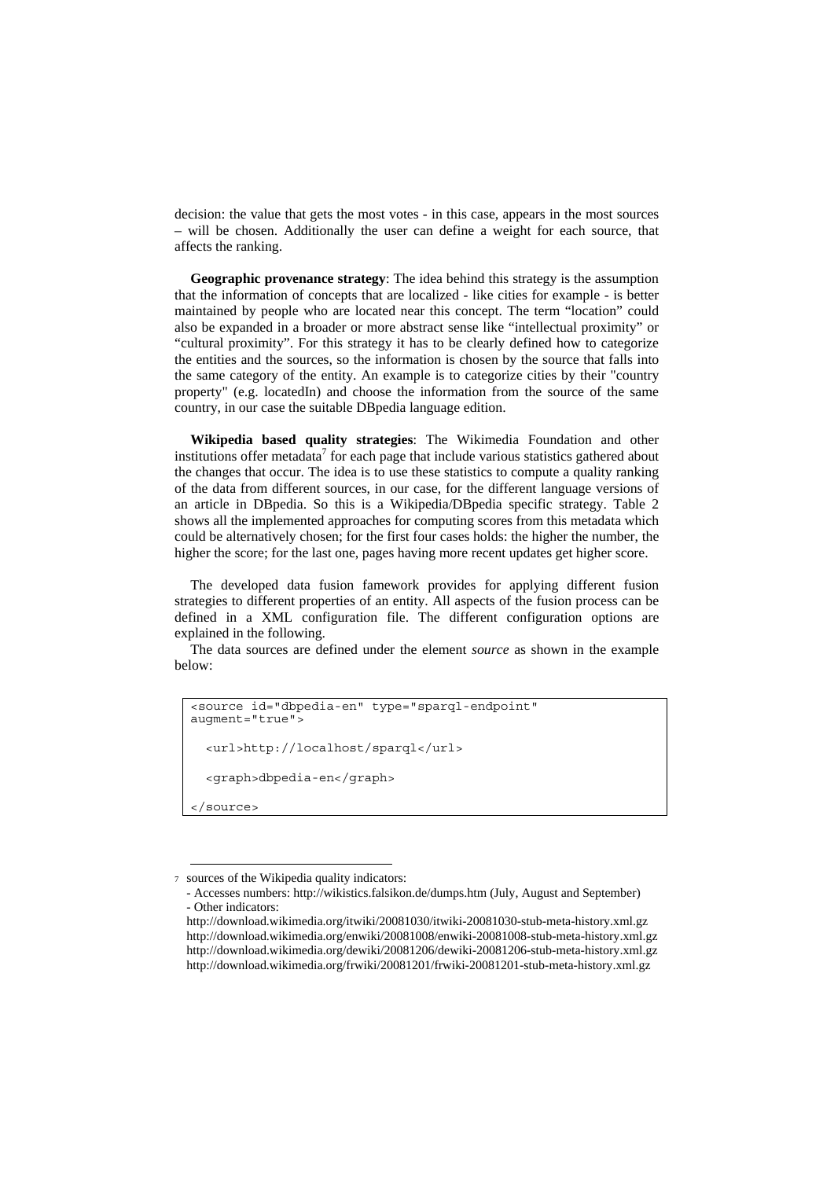decision: the value that gets the most votes - in this case, appears in the most sources – will be chosen. Additionally the user can define a weight for each source, that affects the ranking.

**Geographic provenance strategy**: The idea behind this strategy is the assumption that the information of concepts that are localized - like cities for example - is better maintained by people who are located near this concept. The term "location" could also be expanded in a broader or more abstract sense like "intellectual proximity" or "cultural proximity". For this strategy it has to be clearly defined how to categorize the entities and the sources, so the information is chosen by the source that falls into the same category of the entity. An example is to categorize cities by their "country property" (e.g. locatedIn) and choose the information from the source of the same country, in our case the suitable DBpedia language edition.

**Wikipedia based quality strategies**: The Wikimedia Foundation and other institutions offer metadata[7] for each page that include various statistics gathered about the changes that occur. The idea is to use these statistics to compute a quality ranking of the data from different sources, in our case, for the different language versions of an article in DBpedia. So this is a Wikipedia/DBpedia specific strategy. Table 2 shows all the implemented approaches for computing scores from this metadata which could be alternatively chosen; for the first four cases holds: the higher the number, the higher the score; for the last one, pages having more recent updates get higher score.

The developed data fusion famework provides for applying different fusion strategies to different properties of an entity. All aspects of the fusion process can be defined in a XML configuration file. The different configuration options are explained in the following.

The data sources are defined under the element *source* as shown in the example below:

```
<source id="dbpedia-en" type="sparql-endpoint"
augment="true">

  <url>http://localhost/sparql</url>

  <graph>dbpedia-en</graph>

</source>
```

[7] sources of the Wikipedia quality indicators:
- Accesses numbers: http://wikistics.falsikon.de/dumps.htm (July, August and September)
- Other indicators:
http://download.wikimedia.org/itwiki/20081030/itwiki-20081030-stub-meta-history.xml.gz
http://download.wikimedia.org/enwiki/20081008/enwiki-20081008-stub-meta-history.xml.gz
http://download.wikimedia.org/dewiki/20081206/dewiki-20081206-stub-meta-history.xml.gz
http://download.wikimedia.org/frwiki/20081201/frwiki-20081201-stub-meta-history.xml.gz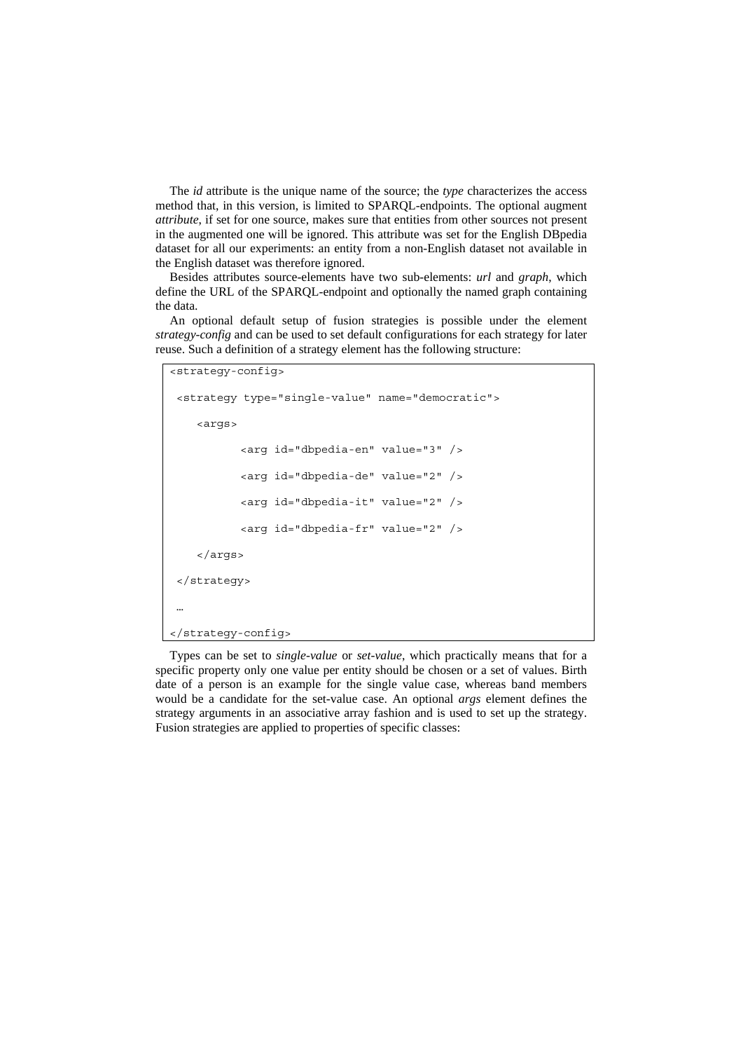The *id* attribute is the unique name of the source; the *type* characterizes the access method that, in this version, is limited to SPARQL-endpoints. The optional augment *attribute*, if set for one source, makes sure that entities from other sources not present in the augmented one will be ignored. This attribute was set for the English DBpedia dataset for all our experiments: an entity from a non-English dataset not available in the English dataset was therefore ignored.

Besides attributes source-elements have two sub-elements: *url* and *graph*, which define the URL of the SPARQL-endpoint and optionally the named graph containing the data.

An optional default setup of fusion strategies is possible under the element *strategy-config* and can be used to set default configurations for each strategy for later reuse. Such a definition of a strategy element has the following structure:

```
<strategy-config>
 <strategy type="single-value" name="democratic">
    <args>
          <arg id="dbpedia-en" value="3" />
          <arg id="dbpedia-de" value="2" />
          <arg id="dbpedia-it" value="2" />
          <arg id="dbpedia-fr" value="2" />
    </args>
 </strategy>
 …
</strategy-config>
```

Types can be set to *single-value* or *set-value*, which practically means that for a specific property only one value per entity should be chosen or a set of values. Birth date of a person is an example for the single value case, whereas band members would be a candidate for the set-value case. An optional *args* element defines the strategy arguments in an associative array fashion and is used to set up the strategy. Fusion strategies are applied to properties of specific classes: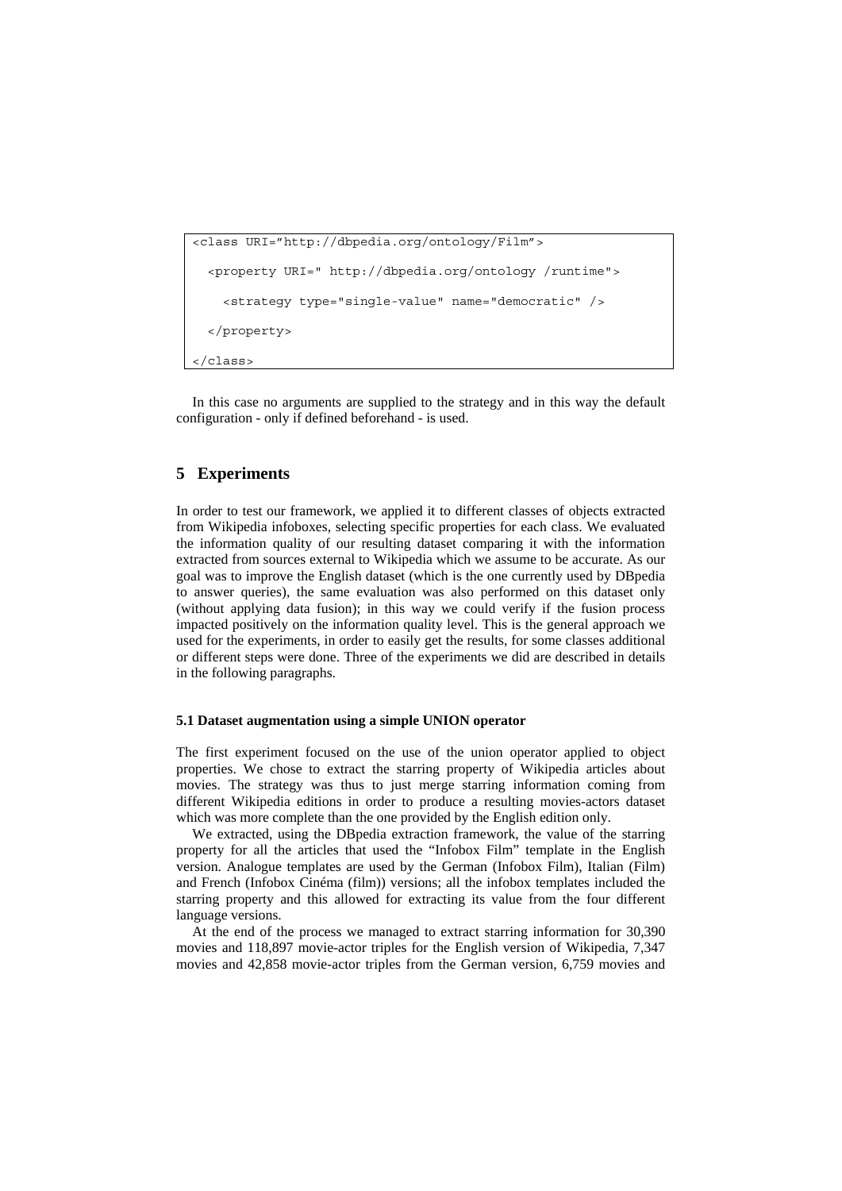```
<class URI="http://dbpedia.org/ontology/Film">
  <property URI=" http://dbpedia.org/ontology /runtime">
    <strategy type="single-value" name="democratic" />
  </property>
</class>
```

In this case no arguments are supplied to the strategy and in this way the default configuration - only if defined beforehand - is used.

## 5 Experiments

In order to test our framework, we applied it to different classes of objects extracted from Wikipedia infoboxes, selecting specific properties for each class. We evaluated the information quality of our resulting dataset comparing it with the information extracted from sources external to Wikipedia which we assume to be accurate. As our goal was to improve the English dataset (which is the one currently used by DBpedia to answer queries), the same evaluation was also performed on this dataset only (without applying data fusion); in this way we could verify if the fusion process impacted positively on the information quality level. This is the general approach we used for the experiments, in order to easily get the results, for some classes additional or different steps were done. Three of the experiments we did are described in details in the following paragraphs.

### 5.1 Dataset augmentation using a simple UNION operator

The first experiment focused on the use of the union operator applied to object properties. We chose to extract the starring property of Wikipedia articles about movies. The strategy was thus to just merge starring information coming from different Wikipedia editions in order to produce a resulting movies-actors dataset which was more complete than the one provided by the English edition only.

We extracted, using the DBpedia extraction framework, the value of the starring property for all the articles that used the "Infobox Film" template in the English version. Analogue templates are used by the German (Infobox Film), Italian (Film) and French (Infobox Cinéma (film)) versions; all the infobox templates included the starring property and this allowed for extracting its value from the four different language versions.

At the end of the process we managed to extract starring information for 30,390 movies and 118,897 movie-actor triples for the English version of Wikipedia, 7,347 movies and 42,858 movie-actor triples from the German version, 6,759 movies and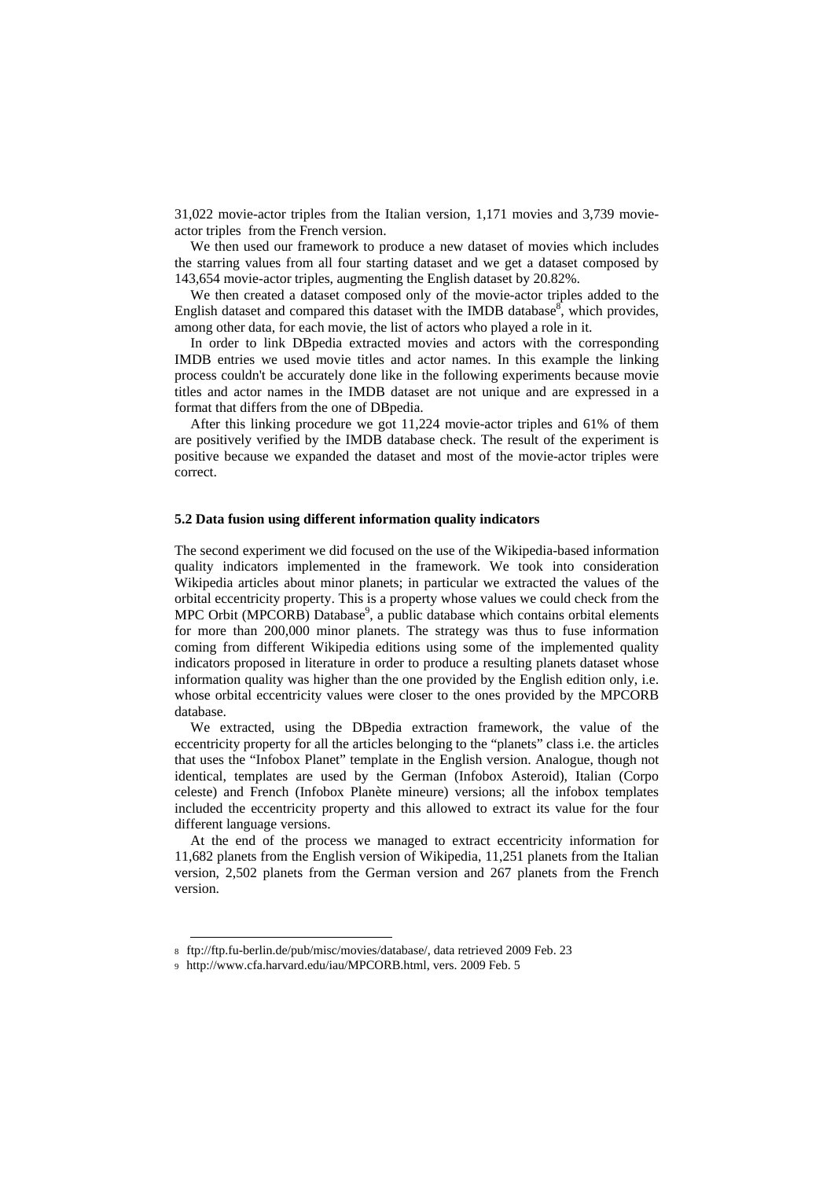31,022 movie-actor triples from the Italian version, 1,171 movies and 3,739 movie-actor triples from the French version.

We then used our framework to produce a new dataset of movies which includes the starring values from all four starting dataset and we get a dataset composed by 143,654 movie-actor triples, augmenting the English dataset by 20.82%.

We then created a dataset composed only of the movie-actor triples added to the English dataset and compared this dataset with the IMDB database[8], which provides, among other data, for each movie, the list of actors who played a role in it.

In order to link DBpedia extracted movies and actors with the corresponding IMDB entries we used movie titles and actor names. In this example the linking process couldn't be accurately done like in the following experiments because movie titles and actor names in the IMDB dataset are not unique and are expressed in a format that differs from the one of DBpedia.

After this linking procedure we got 11,224 movie-actor triples and 61% of them are positively verified by the IMDB database check. The result of the experiment is positive because we expanded the dataset and most of the movie-actor triples were correct.

### 5.2 Data fusion using different information quality indicators

The second experiment we did focused on the use of the Wikipedia-based information quality indicators implemented in the framework. We took into consideration Wikipedia articles about minor planets; in particular we extracted the values of the orbital eccentricity property. This is a property whose values we could check from the MPC Orbit (MPCORB) Database[9], a public database which contains orbital elements for more than 200,000 minor planets. The strategy was thus to fuse information coming from different Wikipedia editions using some of the implemented quality indicators proposed in literature in order to produce a resulting planets dataset whose information quality was higher than the one provided by the English edition only, i.e. whose orbital eccentricity values were closer to the ones provided by the MPCORB database.

We extracted, using the DBpedia extraction framework, the value of the eccentricity property for all the articles belonging to the "planets" class i.e. the articles that uses the "Infobox Planet" template in the English version. Analogue, though not identical, templates are used by the German (Infobox Asteroid), Italian (Corpo celeste) and French (Infobox Planète mineure) versions; all the infobox templates included the eccentricity property and this allowed to extract its value for the four different language versions.

At the end of the process we managed to extract eccentricity information for 11,682 planets from the English version of Wikipedia, 11,251 planets from the Italian version, 2,502 planets from the German version and 267 planets from the French version.

---

[8] ftp://ftp.fu-berlin.de/pub/misc/movies/database/, data retrieved 2009 Feb. 23

[9] http://www.cfa.harvard.edu/iau/MPCORB.html, vers. 2009 Feb. 5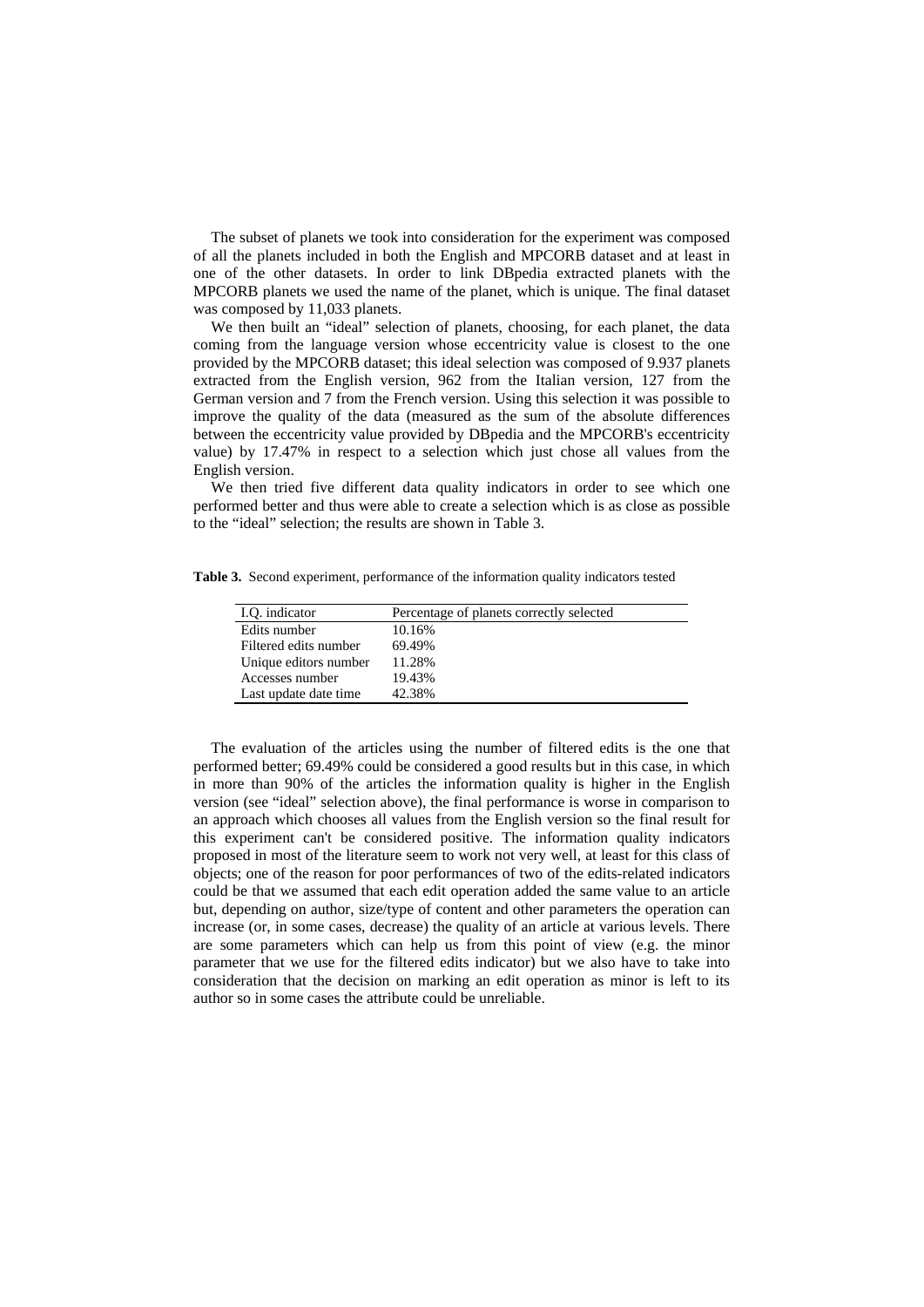The subset of planets we took into consideration for the experiment was composed of all the planets included in both the English and MPCORB dataset and at least in one of the other datasets. In order to link DBpedia extracted planets with the MPCORB planets we used the name of the planet, which is unique. The final dataset was composed by 11,033 planets.

We then built an "ideal" selection of planets, choosing, for each planet, the data coming from the language version whose eccentricity value is closest to the one provided by the MPCORB dataset; this ideal selection was composed of 9.937 planets extracted from the English version, 962 from the Italian version, 127 from the German version and 7 from the French version. Using this selection it was possible to improve the quality of the data (measured as the sum of the absolute differences between the eccentricity value provided by DBpedia and the MPCORB's eccentricity value) by 17.47% in respect to a selection which just chose all values from the English version.

We then tried five different data quality indicators in order to see which one performed better and thus were able to create a selection which is as close as possible to the "ideal" selection; the results are shown in Table 3.

**Table 3.** Second experiment, performance of the information quality indicators tested

| I.Q. indicator | Percentage of planets correctly selected |
|---|---|
| Edits number | 10.16% |
| Filtered edits number | 69.49% |
| Unique editors number | 11.28% |
| Accesses number | 19.43% |
| Last update date time | 42.38% |

The evaluation of the articles using the number of filtered edits is the one that performed better; 69.49% could be considered a good results but in this case, in which in more than 90% of the articles the information quality is higher in the English version (see "ideal" selection above), the final performance is worse in comparison to an approach which chooses all values from the English version so the final result for this experiment can't be considered positive. The information quality indicators proposed in most of the literature seem to work not very well, at least for this class of objects; one of the reason for poor performances of two of the edits-related indicators could be that we assumed that each edit operation added the same value to an article but, depending on author, size/type of content and other parameters the operation can increase (or, in some cases, decrease) the quality of an article at various levels. There are some parameters which can help us from this point of view (e.g. the minor parameter that we use for the filtered edits indicator) but we also have to take into consideration that the decision on marking an edit operation as minor is left to its author so in some cases the attribute could be unreliable.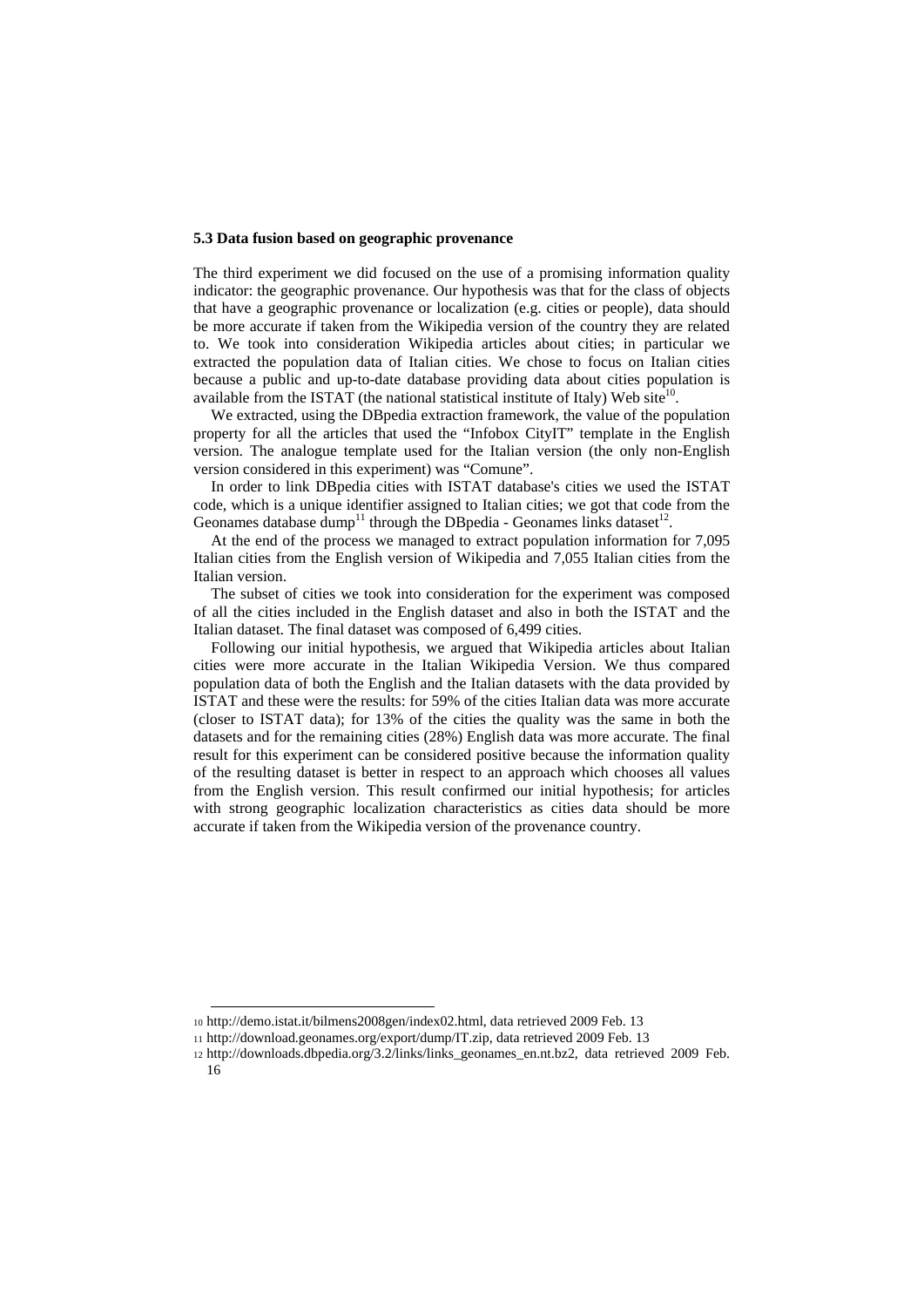### 5.3 Data fusion based on geographic provenance

The third experiment we did focused on the use of a promising information quality indicator: the geographic provenance. Our hypothesis was that for the class of objects that have a geographic provenance or localization (e.g. cities or people), data should be more accurate if taken from the Wikipedia version of the country they are related to. We took into consideration Wikipedia articles about cities; in particular we extracted the population data of Italian cities. We chose to focus on Italian cities because a public and up-to-date database providing data about cities population is available from the ISTAT (the national statistical institute of Italy) Web site[10].

We extracted, using the DBpedia extraction framework, the value of the population property for all the articles that used the "Infobox CityIT" template in the English version. The analogue template used for the Italian version (the only non-English version considered in this experiment) was "Comune".

In order to link DBpedia cities with ISTAT database's cities we used the ISTAT code, which is a unique identifier assigned to Italian cities; we got that code from the Geonames database dump[11] through the DBpedia - Geonames links dataset[12].

At the end of the process we managed to extract population information for 7,095 Italian cities from the English version of Wikipedia and 7,055 Italian cities from the Italian version.

The subset of cities we took into consideration for the experiment was composed of all the cities included in the English dataset and also in both the ISTAT and the Italian dataset. The final dataset was composed of 6,499 cities.

Following our initial hypothesis, we argued that Wikipedia articles about Italian cities were more accurate in the Italian Wikipedia Version. We thus compared population data of both the English and the Italian datasets with the data provided by ISTAT and these were the results: for 59% of the cities Italian data was more accurate (closer to ISTAT data); for 13% of the cities the quality was the same in both the datasets and for the remaining cities (28%) English data was more accurate. The final result for this experiment can be considered positive because the information quality of the resulting dataset is better in respect to an approach which chooses all values from the English version. This result confirmed our initial hypothesis; for articles with strong geographic localization characteristics as cities data should be more accurate if taken from the Wikipedia version of the provenance country.

---

10 http://demo.istat.it/bilmens2008gen/index02.html, data retrieved 2009 Feb. 13

11 http://download.geonames.org/export/dump/IT.zip, data retrieved 2009 Feb. 13

12 http://downloads.dbpedia.org/3.2/links/links_geonames_en.nt.bz2, data retrieved 2009 Feb. 16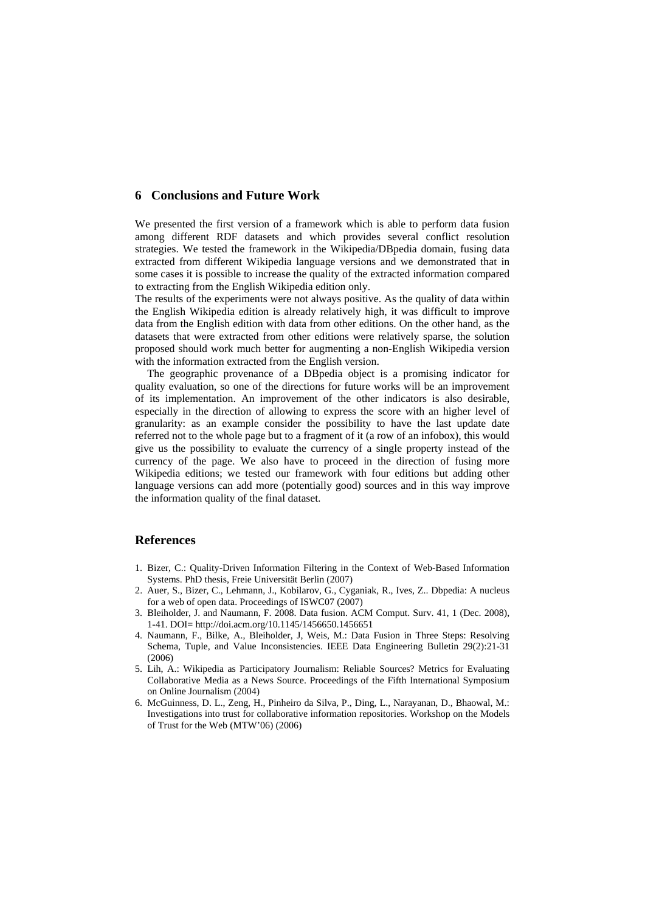## 6 Conclusions and Future Work

We presented the first version of a framework which is able to perform data fusion among different RDF datasets and which provides several conflict resolution strategies. We tested the framework in the Wikipedia/DBpedia domain, fusing data extracted from different Wikipedia language versions and we demonstrated that in some cases it is possible to increase the quality of the extracted information compared to extracting from the English Wikipedia edition only.

The results of the experiments were not always positive. As the quality of data within the English Wikipedia edition is already relatively high, it was difficult to improve data from the English edition with data from other editions. On the other hand, as the datasets that were extracted from other editions were relatively sparse, the solution proposed should work much better for augmenting a non-English Wikipedia version with the information extracted from the English version.

The geographic provenance of a DBpedia object is a promising indicator for quality evaluation, so one of the directions for future works will be an improvement of its implementation. An improvement of the other indicators is also desirable, especially in the direction of allowing to express the score with an higher level of granularity: as an example consider the possibility to have the last update date referred not to the whole page but to a fragment of it (a row of an infobox), this would give us the possibility to evaluate the currency of a single property instead of the currency of the page. We also have to proceed in the direction of fusing more Wikipedia editions; we tested our framework with four editions but adding other language versions can add more (potentially good) sources and in this way improve the information quality of the final dataset.

## References

1. Bizer, C.: Quality-Driven Information Filtering in the Context of Web-Based Information Systems. PhD thesis, Freie Universität Berlin (2007)
2. Auer, S., Bizer, C., Lehmann, J., Kobilarov, G., Cyganiak, R., Ives, Z.. Dbpedia: A nucleus for a web of open data. Proceedings of ISWC07 (2007)
3. Bleiholder, J. and Naumann, F. 2008. Data fusion. ACM Comput. Surv. 41, 1 (Dec. 2008), 1-41. DOI= http://doi.acm.org/10.1145/1456650.1456651
4. Naumann, F., Bilke, A., Bleiholder, J, Weis, M.: Data Fusion in Three Steps: Resolving Schema, Tuple, and Value Inconsistencies. IEEE Data Engineering Bulletin 29(2):21-31 (2006)
5. Lih, A.: Wikipedia as Participatory Journalism: Reliable Sources? Metrics for Evaluating Collaborative Media as a News Source. Proceedings of the Fifth International Symposium on Online Journalism (2004)
6. McGuinness, D. L., Zeng, H., Pinheiro da Silva, P., Ding, L., Narayanan, D., Bhaowal, M.: Investigations into trust for collaborative information repositories. Workshop on the Models of Trust for the Web (MTW'06) (2006)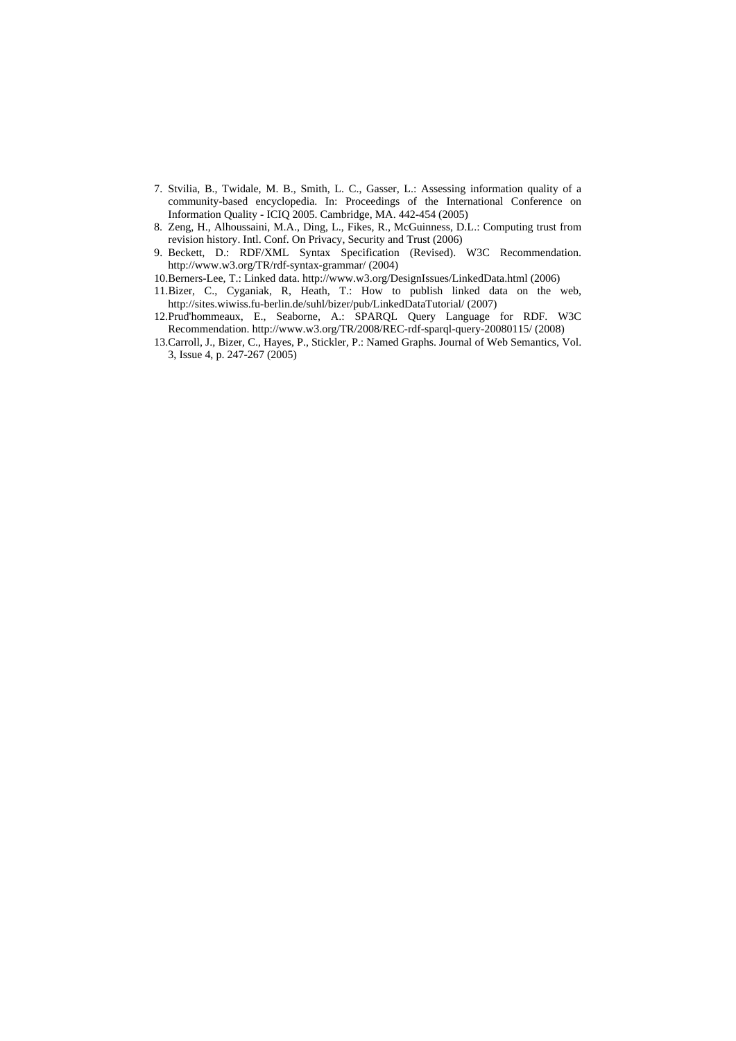7. Stvilia, B., Twidale, M. B., Smith, L. C., Gasser, L.: Assessing information quality of a community-based encyclopedia. In: Proceedings of the International Conference on Information Quality - ICIQ 2005. Cambridge, MA. 442-454 (2005)
8. Zeng, H., Alhoussaini, M.A., Ding, L., Fikes, R., McGuinness, D.L.: Computing trust from revision history. Intl. Conf. On Privacy, Security and Trust (2006)
9. Beckett, D.: RDF/XML Syntax Specification (Revised). W3C Recommendation. http://www.w3.org/TR/rdf-syntax-grammar/ (2004)
10. Berners-Lee, T.: Linked data. http://www.w3.org/DesignIssues/LinkedData.html (2006)
11. Bizer, C., Cyganiak, R, Heath, T.: How to publish linked data on the web, http://sites.wiwiss.fu-berlin.de/suhl/bizer/pub/LinkedDataTutorial/ (2007)
12. Prud'hommeaux, E., Seaborne, A.: SPARQL Query Language for RDF. W3C Recommendation. http://www.w3.org/TR/2008/REC-rdf-sparql-query-20080115/ (2008)
13. Carroll, J., Bizer, C., Hayes, P., Stickler, P.: Named Graphs. Journal of Web Semantics, Vol. 3, Issue 4, p. 247-267 (2005)